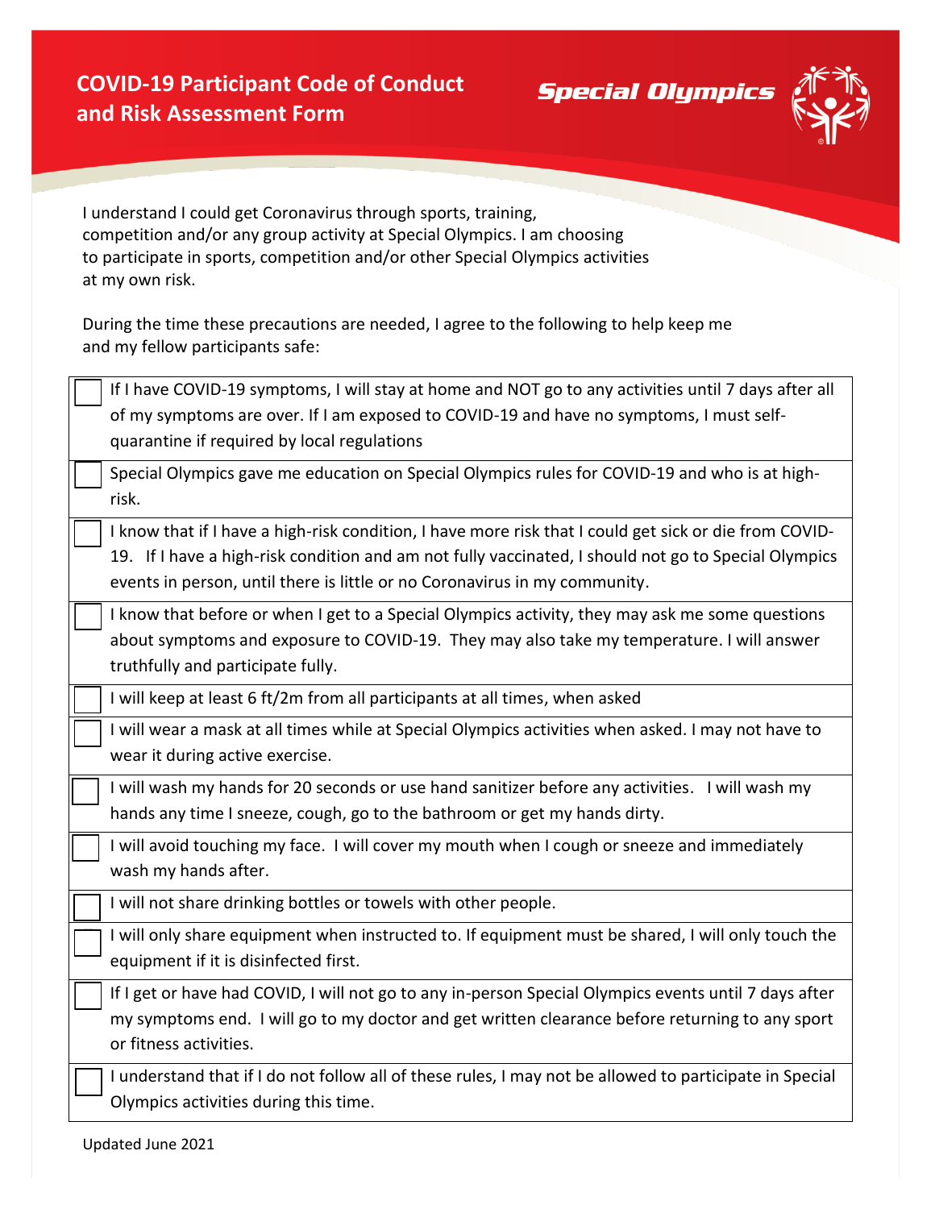# COVID-19 Participant Code of Conduct and Risk Assessment Form

**Special Olympics**

I understand I could get Coronavirus through sports, training, competition and/or any group activity at Special Olympics. I am choosing to participate in sports, competition and/or other Special Olympics activities at my own risk.

During the time these precautions are needed, I agree to the following to help keep me and my fellow participants safe:

| | |
|---|---|
| ☐ | If I have COVID-19 symptoms, I will stay at home and NOT go to any activities until 7 days after all of my symptoms are over. If I am exposed to COVID-19 and have no symptoms, I must self-quarantine if required by local regulations |
| ☐ | Special Olympics gave me education on Special Olympics rules for COVID-19 and who is at high-risk. |
| ☐ | I know that if I have a high-risk condition, I have more risk that I could get sick or die from COVID-19. If I have a high-risk condition and am not fully vaccinated, I should not go to Special Olympics events in person, until there is little or no Coronavirus in my community. |
| ☐ | I know that before or when I get to a Special Olympics activity, they may ask me some questions about symptoms and exposure to COVID-19. They may also take my temperature. I will answer truthfully and participate fully. |
| ☐ | I will keep at least 6 ft/2m from all participants at all times, when asked |
| ☐ | I will wear a mask at all times while at Special Olympics activities when asked. I may not have to wear it during active exercise. |
| ☐ | I will wash my hands for 20 seconds or use hand sanitizer before any activities. I will wash my hands any time I sneeze, cough, go to the bathroom or get my hands dirty. |
| ☐ | I will avoid touching my face. I will cover my mouth when I cough or sneeze and immediately wash my hands after. |
| ☐ | I will not share drinking bottles or towels with other people. |
| ☐ | I will only share equipment when instructed to. If equipment must be shared, I will only touch the equipment if it is disinfected first. |
| ☐ | If I get or have had COVID, I will not go to any in-person Special Olympics events until 7 days after my symptoms end. I will go to my doctor and get written clearance before returning to any sport or fitness activities. |
| ☐ | I understand that if I do not follow all of these rules, I may not be allowed to participate in Special Olympics activities during this time. |

Updated June 2021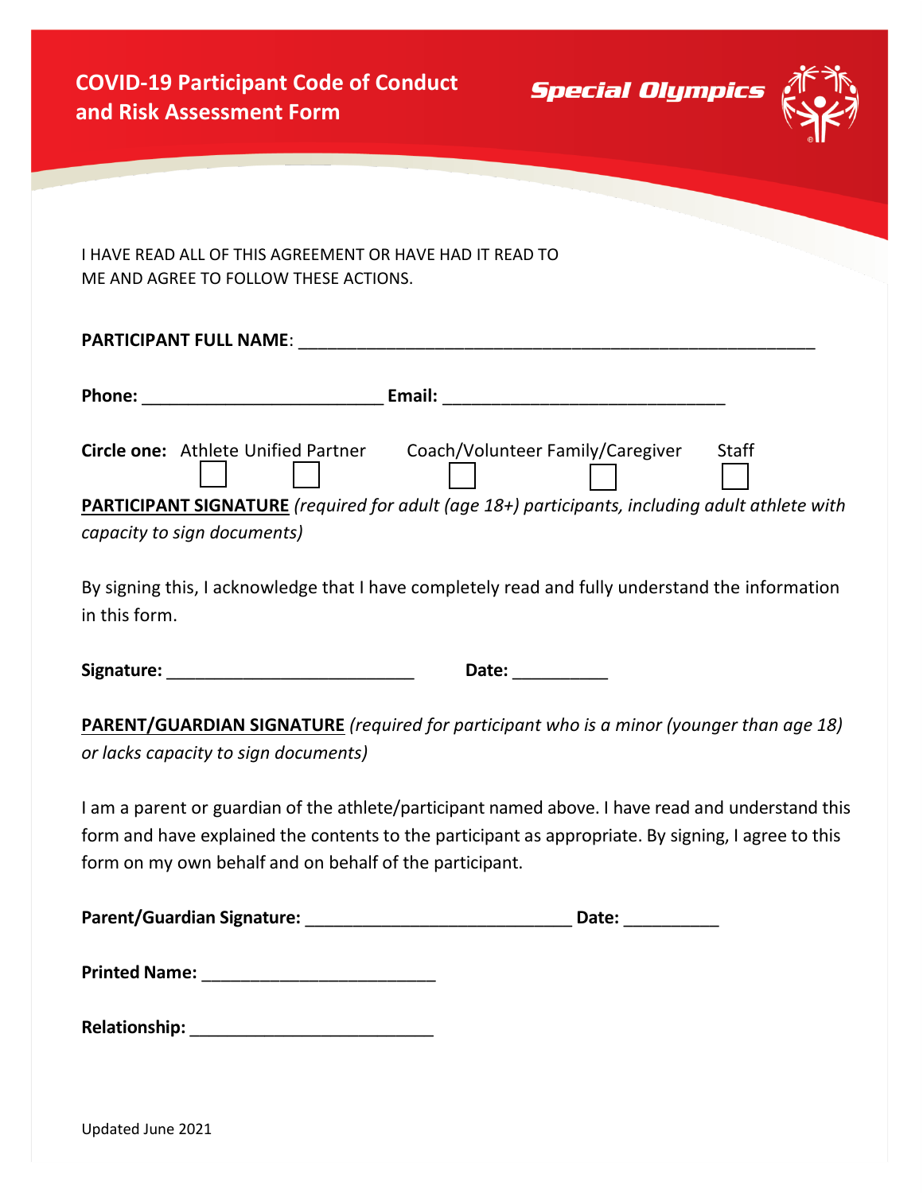# COVID-19 Participant Code of Conduct and Risk Assessment Form

Special Olympics

I HAVE READ ALL OF THIS AGREEMENT OR HAVE HAD IT READ TO ME AND AGREE TO FOLLOW THESE ACTIONS.

**PARTICIPANT FULL NAME**: ________________________________________________________

**Phone:** __________________________ **Email:** ______________________________

**Circle one:** Athlete ☐ Unified Partner ☐ Coach/Volunteer ☐ Family/Caregiver ☐ Staff ☐

**PARTICIPANT SIGNATURE** *(required for adult (age 18+) participants, including adult athlete with capacity to sign documents)*

By signing this, I acknowledge that I have completely read and fully understand the information in this form.

**Signature:** __________________________ **Date:** __________

**PARENT/GUARDIAN SIGNATURE** *(required for participant who is a minor (younger than age 18) or lacks capacity to sign documents)*

I am a parent or guardian of the athlete/participant named above. I have read and understand this form and have explained the contents to the participant as appropriate. By signing, I agree to this form on my own behalf and on behalf of the participant.

**Parent/Guardian Signature:** ____________________________ **Date:** __________

**Printed Name:** _________________________

**Relationship:** __________________________

Updated June 2021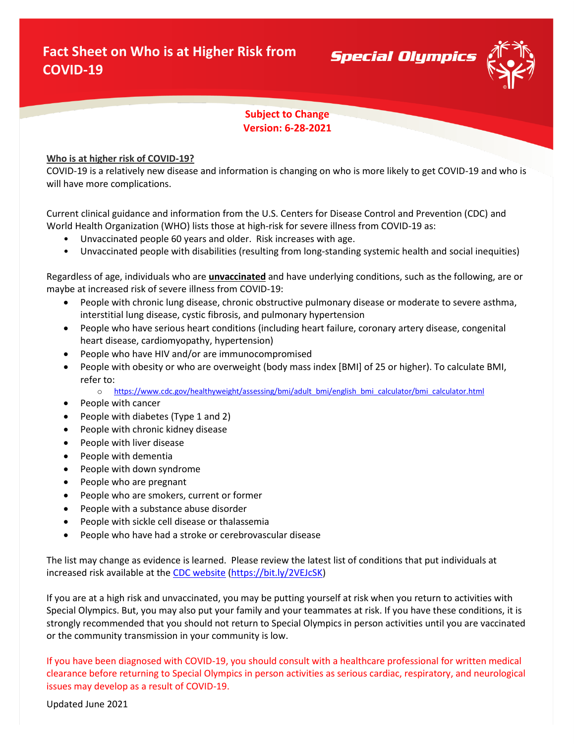# Fact Sheet on Who is at Higher Risk from COVID-19

Special Olympics

**Subject to Change**
**Version: 6-28-2021**

**Who is at higher risk of COVID-19?**

COVID-19 is a relatively new disease and information is changing on who is more likely to get COVID-19 and who is will have more complications.

Current clinical guidance and information from the U.S. Centers for Disease Control and Prevention (CDC) and World Health Organization (WHO) lists those at high-risk for severe illness from COVID-19 as:

- Unvaccinated people 60 years and older. Risk increases with age.
- Unvaccinated people with disabilities (resulting from long-standing systemic health and social inequities)

Regardless of age, individuals who are **unvaccinated** and have underlying conditions, such as the following, are or maybe at increased risk of severe illness from COVID-19:

- People with chronic lung disease, chronic obstructive pulmonary disease or moderate to severe asthma, interstitial lung disease, cystic fibrosis, and pulmonary hypertension
- People who have serious heart conditions (including heart failure, coronary artery disease, congenital heart disease, cardiomyopathy, hypertension)
- People who have HIV and/or are immunocompromised
- People with obesity or who are overweight (body mass index [BMI] of 25 or higher). To calculate BMI, refer to:
  - https://www.cdc.gov/healthyweight/assessing/bmi/adult_bmi/english_bmi_calculator/bmi_calculator.html
- People with cancer
- People with diabetes (Type 1 and 2)
- People with chronic kidney disease
- People with liver disease
- People with dementia
- People with down syndrome
- People who are pregnant
- People who are smokers, current or former
- People with a substance abuse disorder
- People with sickle cell disease or thalassemia
- People who have had a stroke or cerebrovascular disease

The list may change as evidence is learned. Please review the latest list of conditions that put individuals at increased risk available at the CDC website (https://bit.ly/2VEJcSK)

If you are at a high risk and unvaccinated, you may be putting yourself at risk when you return to activities with Special Olympics. But, you may also put your family and your teammates at risk. If you have these conditions, it is strongly recommended that you should not return to Special Olympics in person activities until you are vaccinated or the community transmission in your community is low.

If you have been diagnosed with COVID-19, you should consult with a healthcare professional for written medical clearance before returning to Special Olympics in person activities as serious cardiac, respiratory, and neurological issues may develop as a result of COVID-19.

Updated June 2021